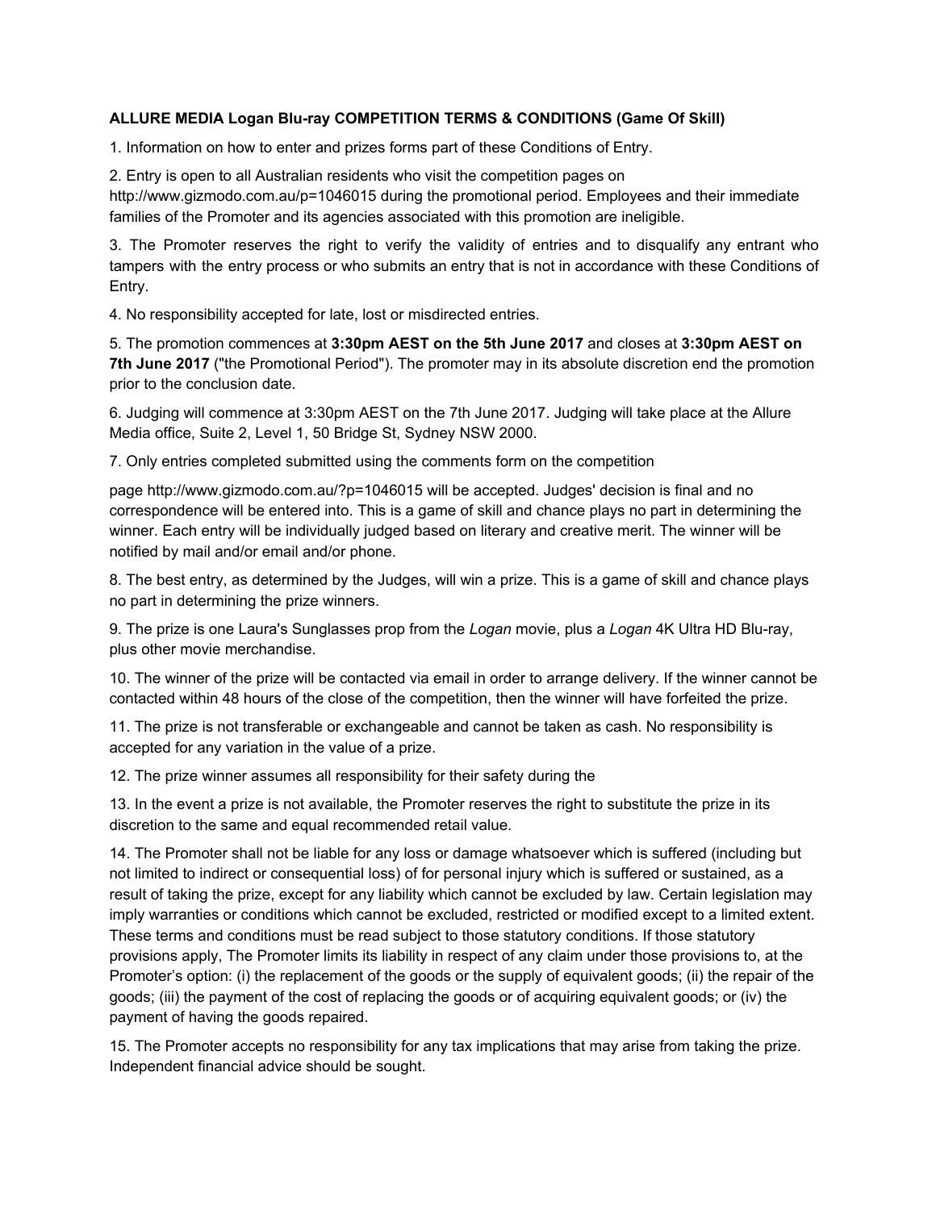**ALLURE MEDIA Logan Blu-ray COMPETITION TERMS & CONDITIONS (Game Of Skill)**

1. Information on how to enter and prizes forms part of these Conditions of Entry.

2. Entry is open to all Australian residents who visit the competition pages on http://www.gizmodo.com.au/p=1046015 during the promotional period. Employees and their immediate families of the Promoter and its agencies associated with this promotion are ineligible.

3. The Promoter reserves the right to verify the validity of entries and to disqualify any entrant who tampers with the entry process or who submits an entry that is not in accordance with these Conditions of Entry.

4. No responsibility accepted for late, lost or misdirected entries.

5. The promotion commences at **3:30pm AEST on the 5th June 2017** and closes at **3:30pm AEST on 7th June 2017** ("the Promotional Period"). The promoter may in its absolute discretion end the promotion prior to the conclusion date.

6. Judging will commence at 3:30pm AEST on the 7th June 2017. Judging will take place at the Allure Media office, Suite 2, Level 1, 50 Bridge St, Sydney NSW 2000.

7. Only entries completed submitted using the comments form on the competition

page http://www.gizmodo.com.au/?p=1046015 will be accepted. Judges' decision is final and no correspondence will be entered into. This is a game of skill and chance plays no part in determining the winner. Each entry will be individually judged based on literary and creative merit. The winner will be notified by mail and/or email and/or phone.

8. The best entry, as determined by the Judges, will win a prize. This is a game of skill and chance plays no part in determining the prize winners.

9. The prize is one Laura's Sunglasses prop from the *Logan* movie, plus a *Logan* 4K Ultra HD Blu-ray, plus other movie merchandise.

10. The winner of the prize will be contacted via email in order to arrange delivery. If the winner cannot be contacted within 48 hours of the close of the competition, then the winner will have forfeited the prize.

11. The prize is not transferable or exchangeable and cannot be taken as cash. No responsibility is accepted for any variation in the value of a prize.

12. The prize winner assumes all responsibility for their safety during the

13. In the event a prize is not available, the Promoter reserves the right to substitute the prize in its discretion to the same and equal recommended retail value.

14. The Promoter shall not be liable for any loss or damage whatsoever which is suffered (including but not limited to indirect or consequential loss) of for personal injury which is suffered or sustained, as a result of taking the prize, except for any liability which cannot be excluded by law. Certain legislation may imply warranties or conditions which cannot be excluded, restricted or modified except to a limited extent. These terms and conditions must be read subject to those statutory conditions. If those statutory provisions apply, The Promoter limits its liability in respect of any claim under those provisions to, at the Promoter's option: (i) the replacement of the goods or the supply of equivalent goods; (ii) the repair of the goods; (iii) the payment of the cost of replacing the goods or of acquiring equivalent goods; or (iv) the payment of having the goods repaired.

15. The Promoter accepts no responsibility for any tax implications that may arise from taking the prize. Independent financial advice should be sought.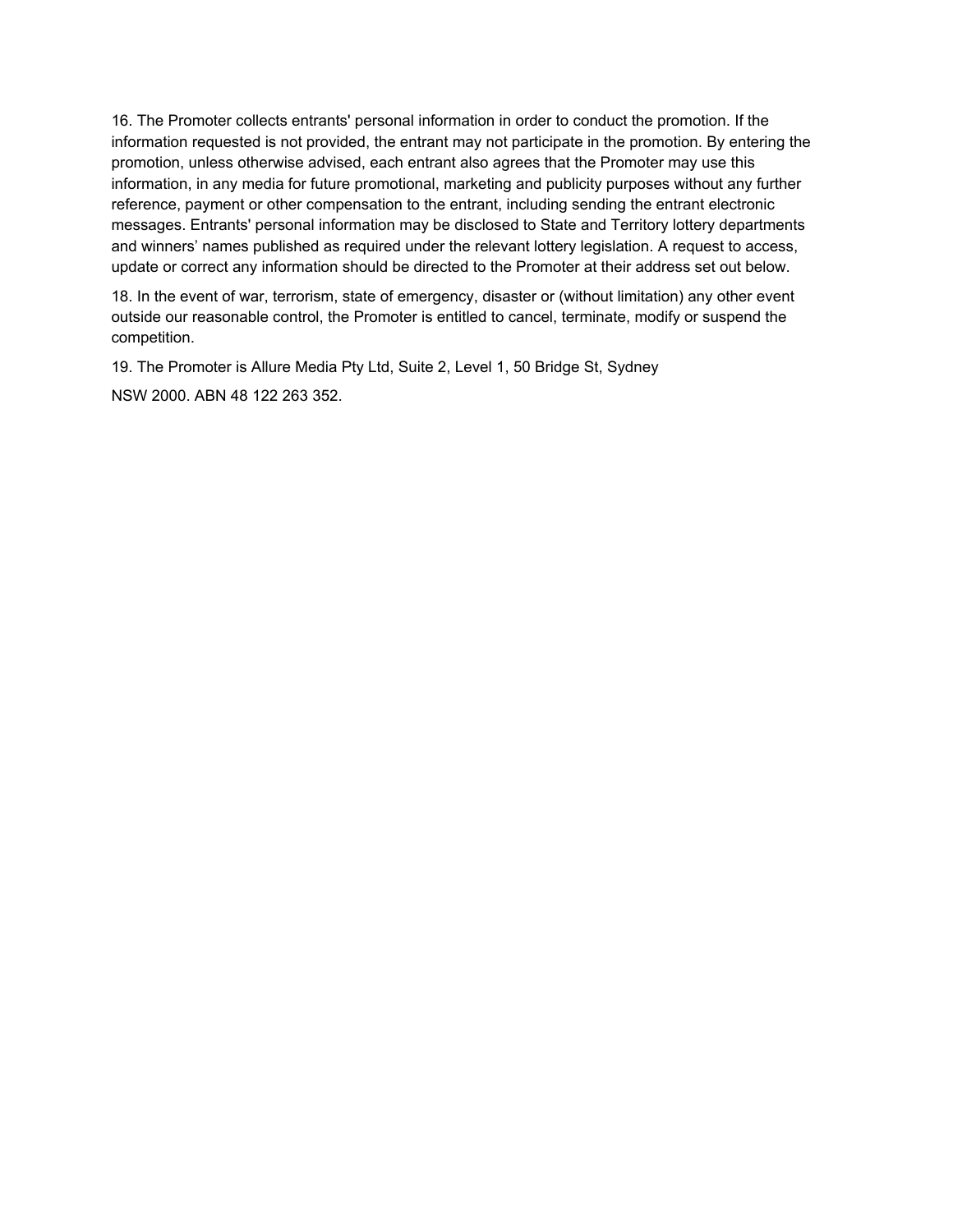16. The Promoter collects entrants' personal information in order to conduct the promotion. If the information requested is not provided, the entrant may not participate in the promotion. By entering the promotion, unless otherwise advised, each entrant also agrees that the Promoter may use this information, in any media for future promotional, marketing and publicity purposes without any further reference, payment or other compensation to the entrant, including sending the entrant electronic messages. Entrants' personal information may be disclosed to State and Territory lottery departments and winners' names published as required under the relevant lottery legislation. A request to access, update or correct any information should be directed to the Promoter at their address set out below.

18. In the event of war, terrorism, state of emergency, disaster or (without limitation) any other event outside our reasonable control, the Promoter is entitled to cancel, terminate, modify or suspend the competition.

19. The Promoter is Allure Media Pty Ltd, Suite 2, Level 1, 50 Bridge St, Sydney

NSW 2000. ABN 48 122 263 352.